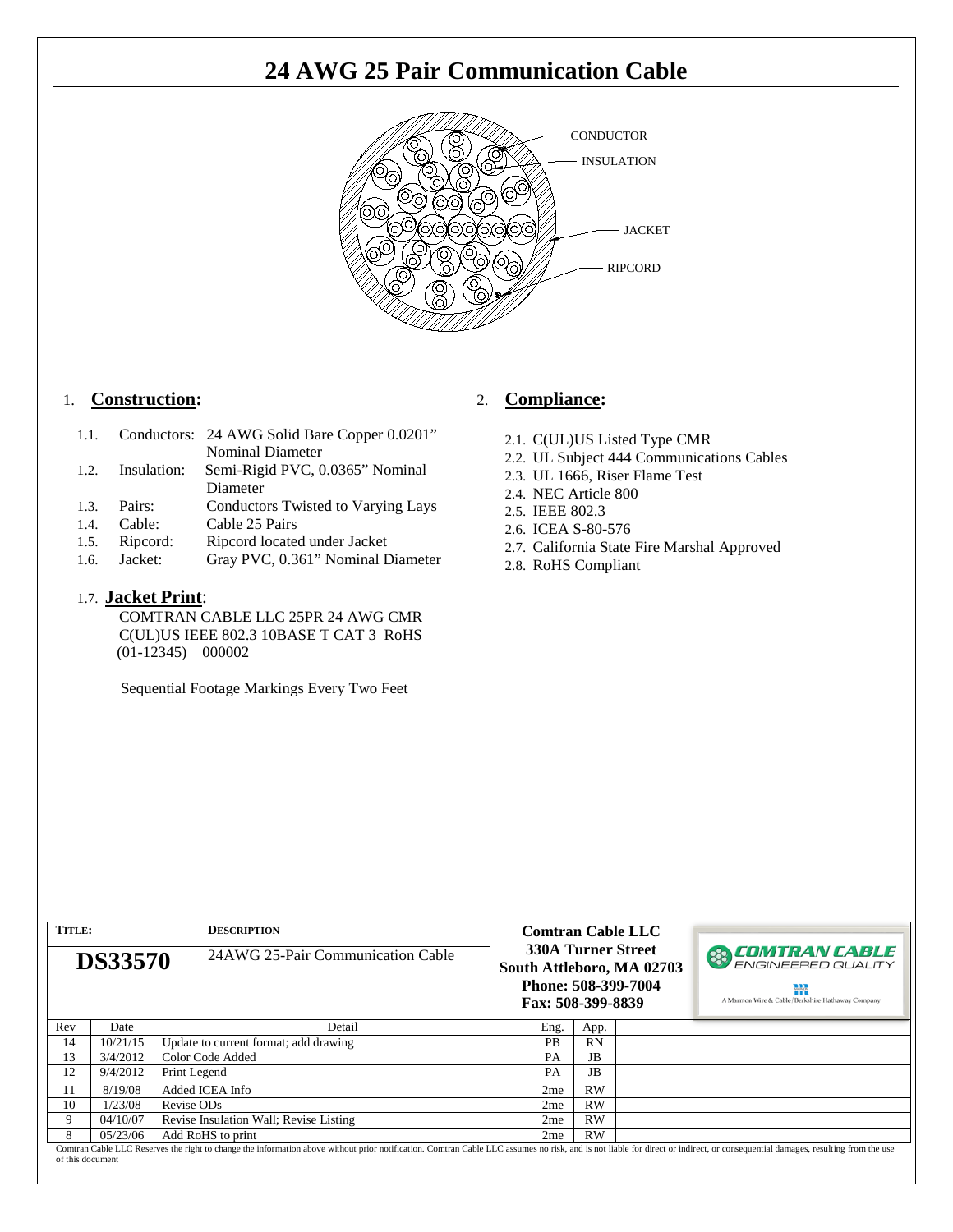# 24 AWG 25 Pair Communication Cable

CONDUCTOR

INSULATION

JACKET

RIPCORD

## 1. Construction:

1.1. Conductors: 24 AWG Solid Bare Copper 0.0201" Nominal Diameter
1.2. Insulation: Semi-Rigid PVC, 0.0365" Nominal Diameter
1.3. Pairs: Conductors Twisted to Varying Lays
1.4. Cable: Cable 25 Pairs
1.5. Ripcord: Ripcord located under Jacket
1.6. Jacket: Gray PVC, 0.361" Nominal Diameter

### 1.7. Jacket Print:

COMTRAN CABLE LLC 25PR 24 AWG CMR C(UL)US IEEE 802.3 10BASE T CAT 3 RoHS (01-12345) 000002

Sequential Footage Markings Every Two Feet

## 2. Compliance:

2.1. C(UL)US Listed Type CMR
2.2. UL Subject 444 Communications Cables
2.3. UL 1666, Riser Flame Test
2.4. NEC Article 800
2.5. IEEE 802.3
2.6. ICEA S-80-576
2.7. California State Fire Marshal Approved
2.8. RoHS Compliant

| TITLE: | DESCRIPTION | Comtran Cable LLC |
|---|---|---|
| DS33570 | 24AWG 25-Pair Communication Cable | 330A Turner Street<br>South Attleboro, MA 02703<br>Phone: 508-399-7004<br>Fax: 508-399-8839 |

COMTRAN CABLE ENGINEERED QUALITY
A Marmon Wire & Cable | Berkshire Hathaway Company

| Rev | Date | Detail | Eng. | App. |
|---|---|---|---|---|
| 14 | 10/21/15 | Update to current format; add drawing | PB | RN |
| 13 | 3/4/2012 | Color Code Added | PA | JB |
| 12 | 9/4/2012 | Print Legend | PA | JB |
| 11 | 8/19/08 | Added ICEA Info | 2me | RW |
| 10 | 1/23/08 | Revise ODs | 2me | RW |
| 9 | 04/10/07 | Revise Insulation Wall; Revise Listing | 2me | RW |
| 8 | 05/23/06 | Add RoHS to print | 2me | RW |

Comtran Cable LLC Reserves the right to change the information above without prior notification. Comtran Cable LLC assumes no risk, and is not liable for direct or indirect, or consequential damages, resulting from the use of this document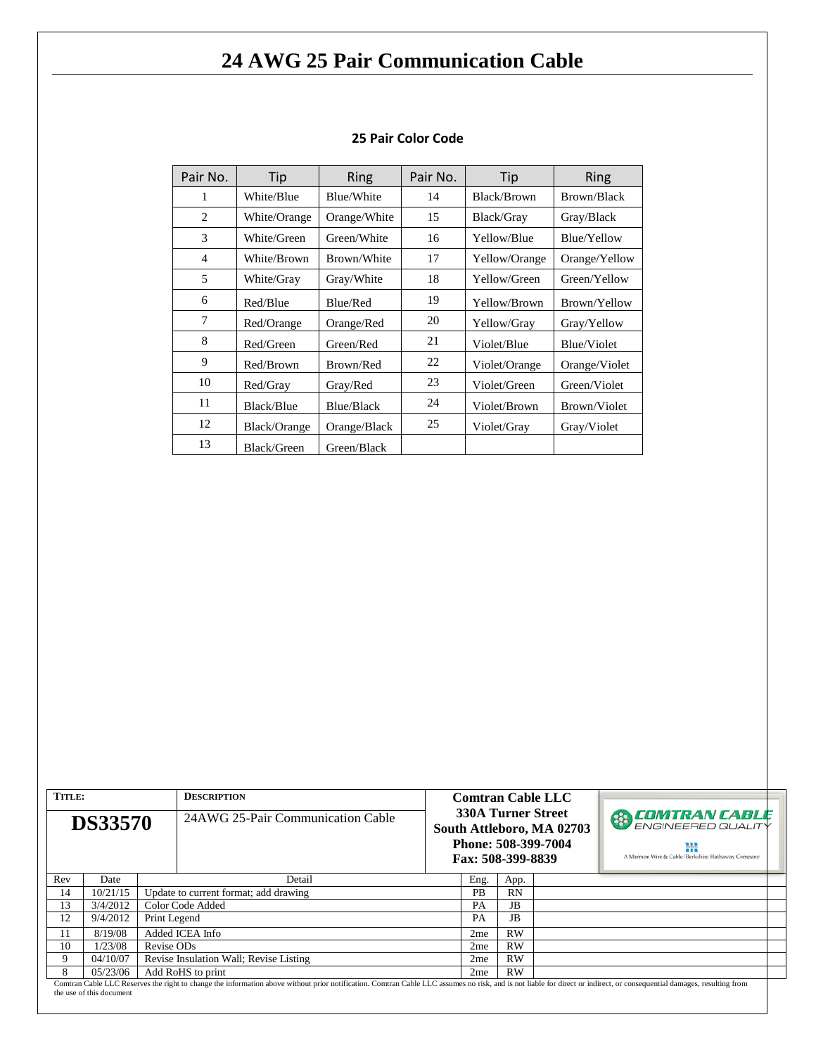# 24 AWG 25 Pair Communication Cable

## 25 Pair Color Code

| Pair No. | Tip | Ring | Pair No. | Tip | Ring |
|---|---|---|---|---|---|
| 1 | White/Blue | Blue/White | 14 | Black/Brown | Brown/Black |
| 2 | White/Orange | Orange/White | 15 | Black/Gray | Gray/Black |
| 3 | White/Green | Green/White | 16 | Yellow/Blue | Blue/Yellow |
| 4 | White/Brown | Brown/White | 17 | Yellow/Orange | Orange/Yellow |
| 5 | White/Gray | Gray/White | 18 | Yellow/Green | Green/Yellow |
| 6 | Red/Blue | Blue/Red | 19 | Yellow/Brown | Brown/Yellow |
| 7 | Red/Orange | Orange/Red | 20 | Yellow/Gray | Gray/Yellow |
| 8 | Red/Green | Green/Red | 21 | Violet/Blue | Blue/Violet |
| 9 | Red/Brown | Brown/Red | 22 | Violet/Orange | Orange/Violet |
| 10 | Red/Gray | Gray/Red | 23 | Violet/Green | Green/Violet |
| 11 | Black/Blue | Blue/Black | 24 | Violet/Brown | Brown/Violet |
| 12 | Black/Orange | Orange/Black | 25 | Violet/Gray | Gray/Violet |
| 13 | Black/Green | Green/Black | | | |

| TITLE: | DESCRIPTION | |
|---|---|---|
| DS33570 | 24AWG 25-Pair Communication Cable | Comtran Cable LLC<br>330A Turner Street<br>South Attleboro, MA 02703<br>Phone: 508-399-7004<br>Fax: 508-399-8839 |

COMTRAN CABLE ENGINEERED QUALITY

A Marmon Wire & Cable/Berkshire Hathaway Company

| Rev | Date | Detail | Eng. | App. |
|---|---|---|---|---|
| 14 | 10/21/15 | Update to current format; add drawing | PB | RN |
| 13 | 3/4/2012 | Color Code Added | PA | JB |
| 12 | 9/4/2012 | Print Legend | PA | JB |
| 11 | 8/19/08 | Added ICEA Info | 2me | RW |
| 10 | 1/23/08 | Revise ODs | 2me | RW |
| 9 | 04/10/07 | Revise Insulation Wall; Revise Listing | 2me | RW |
| 8 | 05/23/06 | Add RoHS to print | 2me | RW |

Comtran Cable LLC Reserves the right to change the information above without prior notification. Comtran Cable LLC assumes no risk, and is not liable for direct or indirect, or consequential damages, resulting from the use of this document